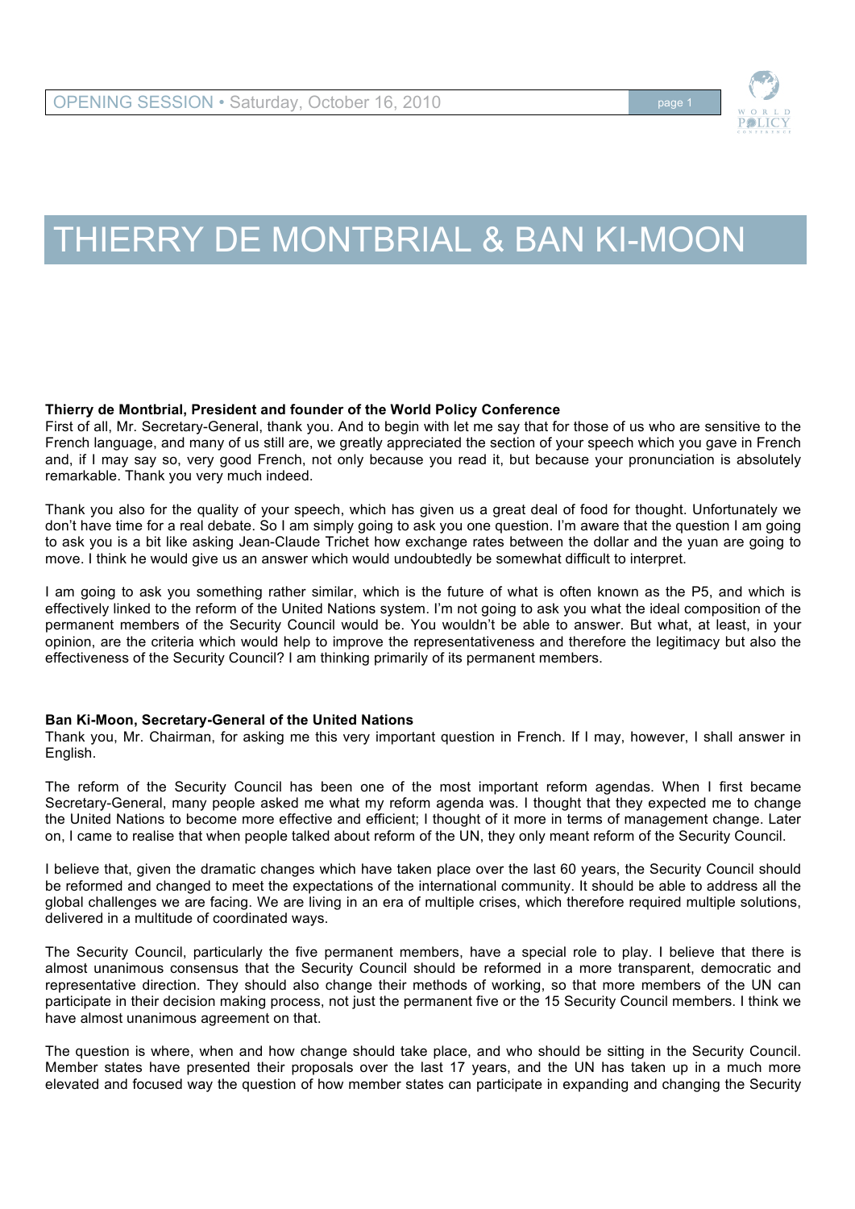# THIERRY DE MONTBRIAL & BAN KI-MOON

**Thierry de Montbrial, President and founder of the World Policy Conference**

First of all, Mr. Secretary-General, thank you. And to begin with let me say that for those of us who are sensitive to the French language, and many of us still are, we greatly appreciated the section of your speech which you gave in French and, if I may say so, very good French, not only because you read it, but because your pronunciation is absolutely remarkable. Thank you very much indeed.

Thank you also for the quality of your speech, which has given us a great deal of food for thought. Unfortunately we don't have time for a real debate. So I am simply going to ask you one question. I'm aware that the question I am going to ask you is a bit like asking Jean-Claude Trichet how exchange rates between the dollar and the yuan are going to move. I think he would give us an answer which would undoubtedly be somewhat difficult to interpret.

I am going to ask you something rather similar, which is the future of what is often known as the P5, and which is effectively linked to the reform of the United Nations system. I'm not going to ask you what the ideal composition of the permanent members of the Security Council would be. You wouldn't be able to answer. But what, at least, in your opinion, are the criteria which would help to improve the representativeness and therefore the legitimacy but also the effectiveness of the Security Council? I am thinking primarily of its permanent members.

**Ban Ki-Moon, Secretary-General of the United Nations**

Thank you, Mr. Chairman, for asking me this very important question in French. If I may, however, I shall answer in English.

The reform of the Security Council has been one of the most important reform agendas. When I first became Secretary-General, many people asked me what my reform agenda was. I thought that they expected me to change the United Nations to become more effective and efficient; I thought of it more in terms of management change. Later on, I came to realise that when people talked about reform of the UN, they only meant reform of the Security Council.

I believe that, given the dramatic changes which have taken place over the last 60 years, the Security Council should be reformed and changed to meet the expectations of the international community. It should be able to address all the global challenges we are facing. We are living in an era of multiple crises, which therefore required multiple solutions, delivered in a multitude of coordinated ways.

The Security Council, particularly the five permanent members, have a special role to play. I believe that there is almost unanimous consensus that the Security Council should be reformed in a more transparent, democratic and representative direction. They should also change their methods of working, so that more members of the UN can participate in their decision making process, not just the permanent five or the 15 Security Council members. I think we have almost unanimous agreement on that.

The question is where, when and how change should take place, and who should be sitting in the Security Council. Member states have presented their proposals over the last 17 years, and the UN has taken up in a much more elevated and focused way the question of how member states can participate in expanding and changing the Security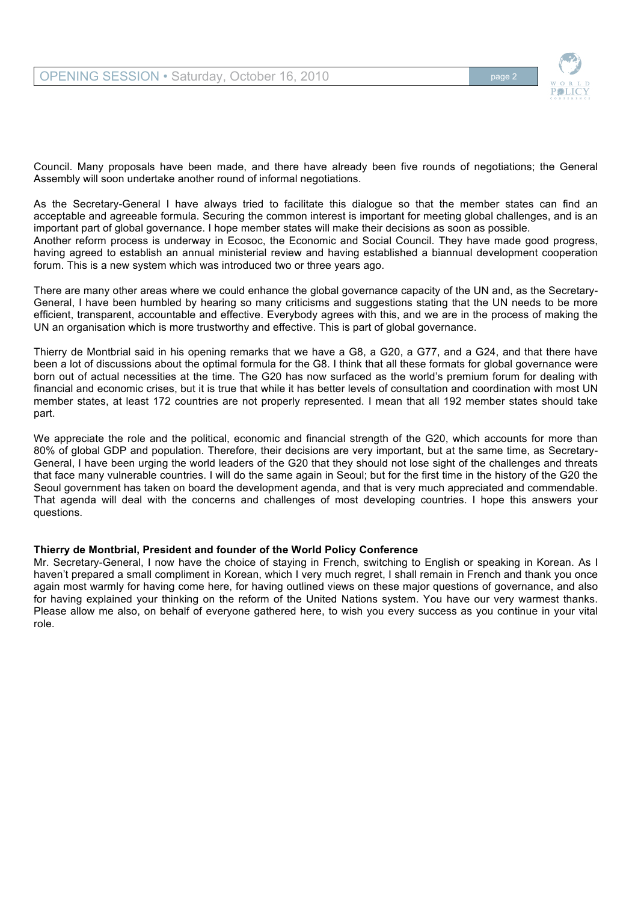Council. Many proposals have been made, and there have already been five rounds of negotiations; the General Assembly will soon undertake another round of informal negotiations.

As the Secretary-General I have always tried to facilitate this dialogue so that the member states can find an acceptable and agreeable formula. Securing the common interest is important for meeting global challenges, and is an important part of global governance. I hope member states will make their decisions as soon as possible.
Another reform process is underway in Ecosoc, the Economic and Social Council. They have made good progress, having agreed to establish an annual ministerial review and having established a biannual development cooperation forum. This is a new system which was introduced two or three years ago.

There are many other areas where we could enhance the global governance capacity of the UN and, as the Secretary-General, I have been humbled by hearing so many criticisms and suggestions stating that the UN needs to be more efficient, transparent, accountable and effective. Everybody agrees with this, and we are in the process of making the UN an organisation which is more trustworthy and effective. This is part of global governance.

Thierry de Montbrial said in his opening remarks that we have a G8, a G20, a G77, and a G24, and that there have been a lot of discussions about the optimal formula for the G8. I think that all these formats for global governance were born out of actual necessities at the time. The G20 has now surfaced as the world's premium forum for dealing with financial and economic crises, but it is true that while it has better levels of consultation and coordination with most UN member states, at least 172 countries are not properly represented. I mean that all 192 member states should take part.

We appreciate the role and the political, economic and financial strength of the G20, which accounts for more than 80% of global GDP and population. Therefore, their decisions are very important, but at the same time, as Secretary-General, I have been urging the world leaders of the G20 that they should not lose sight of the challenges and threats that face many vulnerable countries. I will do the same again in Seoul; but for the first time in the history of the G20 the Seoul government has taken on board the development agenda, and that is very much appreciated and commendable. That agenda will deal with the concerns and challenges of most developing countries. I hope this answers your questions.

**Thierry de Montbrial, President and founder of the World Policy Conference**
Mr. Secretary-General, I now have the choice of staying in French, switching to English or speaking in Korean. As I haven't prepared a small compliment in Korean, which I very much regret, I shall remain in French and thank you once again most warmly for having come here, for having outlined views on these major questions of governance, and also for having explained your thinking on the reform of the United Nations system. You have our very warmest thanks. Please allow me also, on behalf of everyone gathered here, to wish you every success as you continue in your vital role.